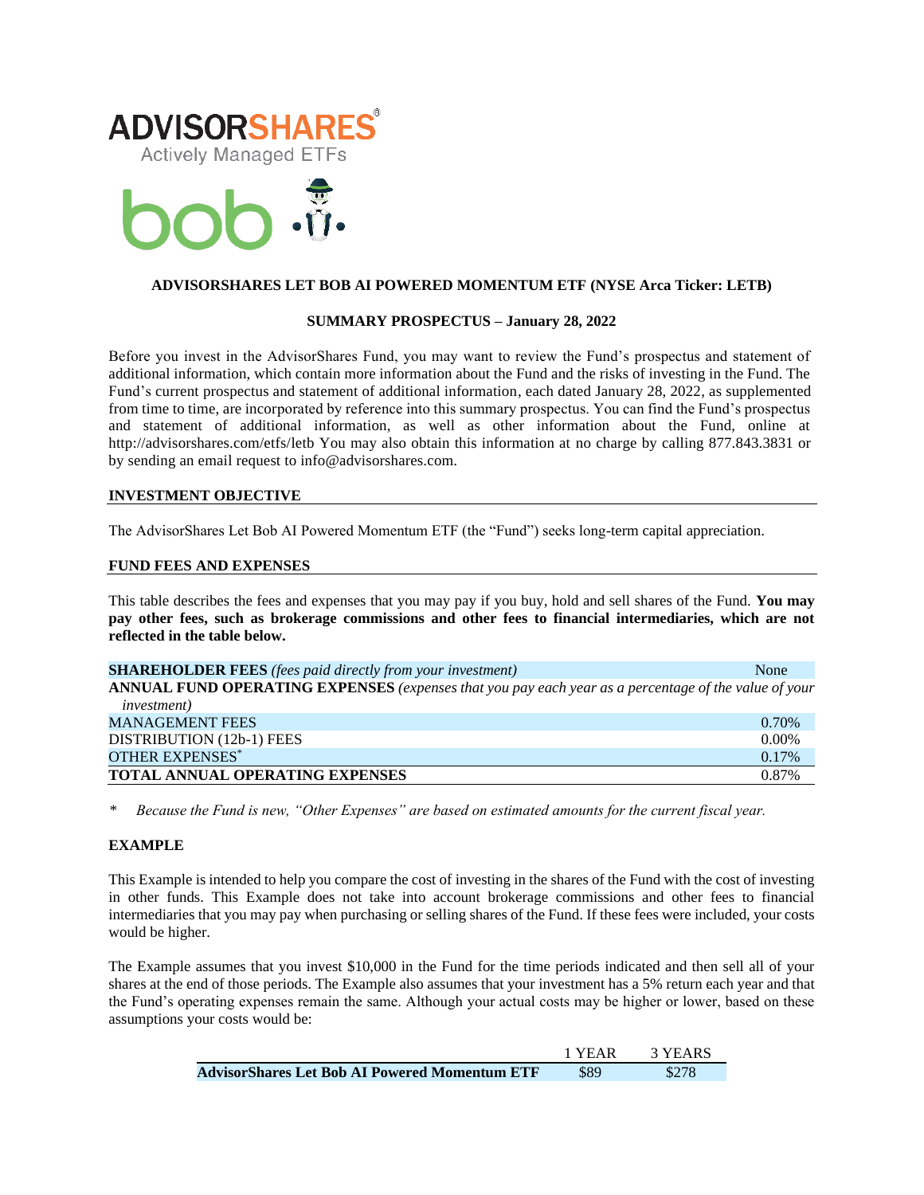ADVISORSHARES®
Actively Managed ETFs

bob

**ADVISORSHARES LET BOB AI POWERED MOMENTUM ETF (NYSE Arca Ticker: LETB)**

**SUMMARY PROSPECTUS – January 28, 2022**

Before you invest in the AdvisorShares Fund, you may want to review the Fund's prospectus and statement of additional information, which contain more information about the Fund and the risks of investing in the Fund. The Fund's current prospectus and statement of additional information, each dated January 28, 2022, as supplemented from time to time, are incorporated by reference into this summary prospectus. You can find the Fund's prospectus and statement of additional information, as well as other information about the Fund, online at http://advisorshares.com/etfs/letb You may also obtain this information at no charge by calling 877.843.3831 or by sending an email request to info@advisorshares.com.

## INVESTMENT OBJECTIVE

The AdvisorShares Let Bob AI Powered Momentum ETF (the "Fund") seeks long-term capital appreciation.

## FUND FEES AND EXPENSES

This table describes the fees and expenses that you may pay if you buy, hold and sell shares of the Fund. **You may pay other fees, such as brokerage commissions and other fees to financial intermediaries, which are not reflected in the table below.**

| | |
|---|---|
| **SHAREHOLDER FEES** *(fees paid directly from your investment)* | None |
| **ANNUAL FUND OPERATING EXPENSES** *(expenses that you pay each year as a percentage of the value of your investment)* | |
| MANAGEMENT FEES | 0.70% |
| DISTRIBUTION (12b-1) FEES | 0.00% |
| OTHER EXPENSES* | 0.17% |
| **TOTAL ANNUAL OPERATING EXPENSES** | 0.87% |

\* *Because the Fund is new, "Other Expenses" are based on estimated amounts for the current fiscal year.*

### EXAMPLE

This Example is intended to help you compare the cost of investing in the shares of the Fund with the cost of investing in other funds. This Example does not take into account brokerage commissions and other fees to financial intermediaries that you may pay when purchasing or selling shares of the Fund. If these fees were included, your costs would be higher.

The Example assumes that you invest $10,000 in the Fund for the time periods indicated and then sell all of your shares at the end of those periods. The Example also assumes that your investment has a 5% return each year and that the Fund's operating expenses remain the same. Although your actual costs may be higher or lower, based on these assumptions your costs would be:

| | 1 YEAR | 3 YEARS |
|---|---|---|
| **AdvisorShares Let Bob AI Powered Momentum ETF** | $89 | $278 |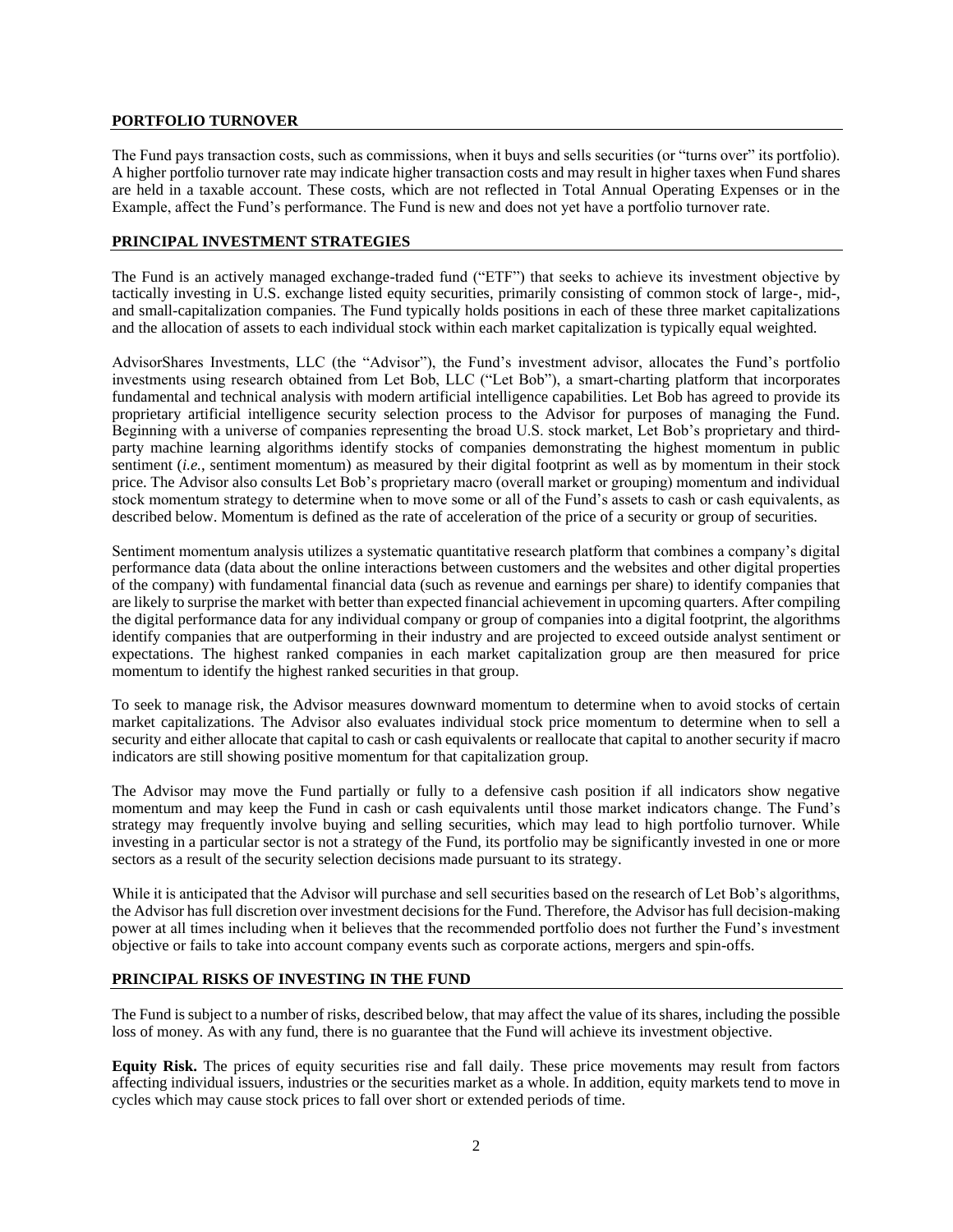## PORTFOLIO TURNOVER

The Fund pays transaction costs, such as commissions, when it buys and sells securities (or "turns over" its portfolio). A higher portfolio turnover rate may indicate higher transaction costs and may result in higher taxes when Fund shares are held in a taxable account. These costs, which are not reflected in Total Annual Operating Expenses or in the Example, affect the Fund's performance. The Fund is new and does not yet have a portfolio turnover rate.

## PRINCIPAL INVESTMENT STRATEGIES

The Fund is an actively managed exchange-traded fund ("ETF") that seeks to achieve its investment objective by tactically investing in U.S. exchange listed equity securities, primarily consisting of common stock of large-, mid-, and small-capitalization companies. The Fund typically holds positions in each of these three market capitalizations and the allocation of assets to each individual stock within each market capitalization is typically equal weighted.

AdvisorShares Investments, LLC (the "Advisor"), the Fund's investment advisor, allocates the Fund's portfolio investments using research obtained from Let Bob, LLC ("Let Bob"), a smart-charting platform that incorporates fundamental and technical analysis with modern artificial intelligence capabilities. Let Bob has agreed to provide its proprietary artificial intelligence security selection process to the Advisor for purposes of managing the Fund. Beginning with a universe of companies representing the broad U.S. stock market, Let Bob's proprietary and third-party machine learning algorithms identify stocks of companies demonstrating the highest momentum in public sentiment (*i.e.*, sentiment momentum) as measured by their digital footprint as well as by momentum in their stock price. The Advisor also consults Let Bob's proprietary macro (overall market or grouping) momentum and individual stock momentum strategy to determine when to move some or all of the Fund's assets to cash or cash equivalents, as described below. Momentum is defined as the rate of acceleration of the price of a security or group of securities.

Sentiment momentum analysis utilizes a systematic quantitative research platform that combines a company's digital performance data (data about the online interactions between customers and the websites and other digital properties of the company) with fundamental financial data (such as revenue and earnings per share) to identify companies that are likely to surprise the market with better than expected financial achievement in upcoming quarters. After compiling the digital performance data for any individual company or group of companies into a digital footprint, the algorithms identify companies that are outperforming in their industry and are projected to exceed outside analyst sentiment or expectations. The highest ranked companies in each market capitalization group are then measured for price momentum to identify the highest ranked securities in that group.

To seek to manage risk, the Advisor measures downward momentum to determine when to avoid stocks of certain market capitalizations. The Advisor also evaluates individual stock price momentum to determine when to sell a security and either allocate that capital to cash or cash equivalents or reallocate that capital to another security if macro indicators are still showing positive momentum for that capitalization group.

The Advisor may move the Fund partially or fully to a defensive cash position if all indicators show negative momentum and may keep the Fund in cash or cash equivalents until those market indicators change. The Fund's strategy may frequently involve buying and selling securities, which may lead to high portfolio turnover. While investing in a particular sector is not a strategy of the Fund, its portfolio may be significantly invested in one or more sectors as a result of the security selection decisions made pursuant to its strategy.

While it is anticipated that the Advisor will purchase and sell securities based on the research of Let Bob's algorithms, the Advisor has full discretion over investment decisions for the Fund. Therefore, the Advisor has full decision-making power at all times including when it believes that the recommended portfolio does not further the Fund's investment objective or fails to take into account company events such as corporate actions, mergers and spin-offs.

## PRINCIPAL RISKS OF INVESTING IN THE FUND

The Fund is subject to a number of risks, described below, that may affect the value of its shares, including the possible loss of money. As with any fund, there is no guarantee that the Fund will achieve its investment objective.

**Equity Risk.** The prices of equity securities rise and fall daily. These price movements may result from factors affecting individual issuers, industries or the securities market as a whole. In addition, equity markets tend to move in cycles which may cause stock prices to fall over short or extended periods of time.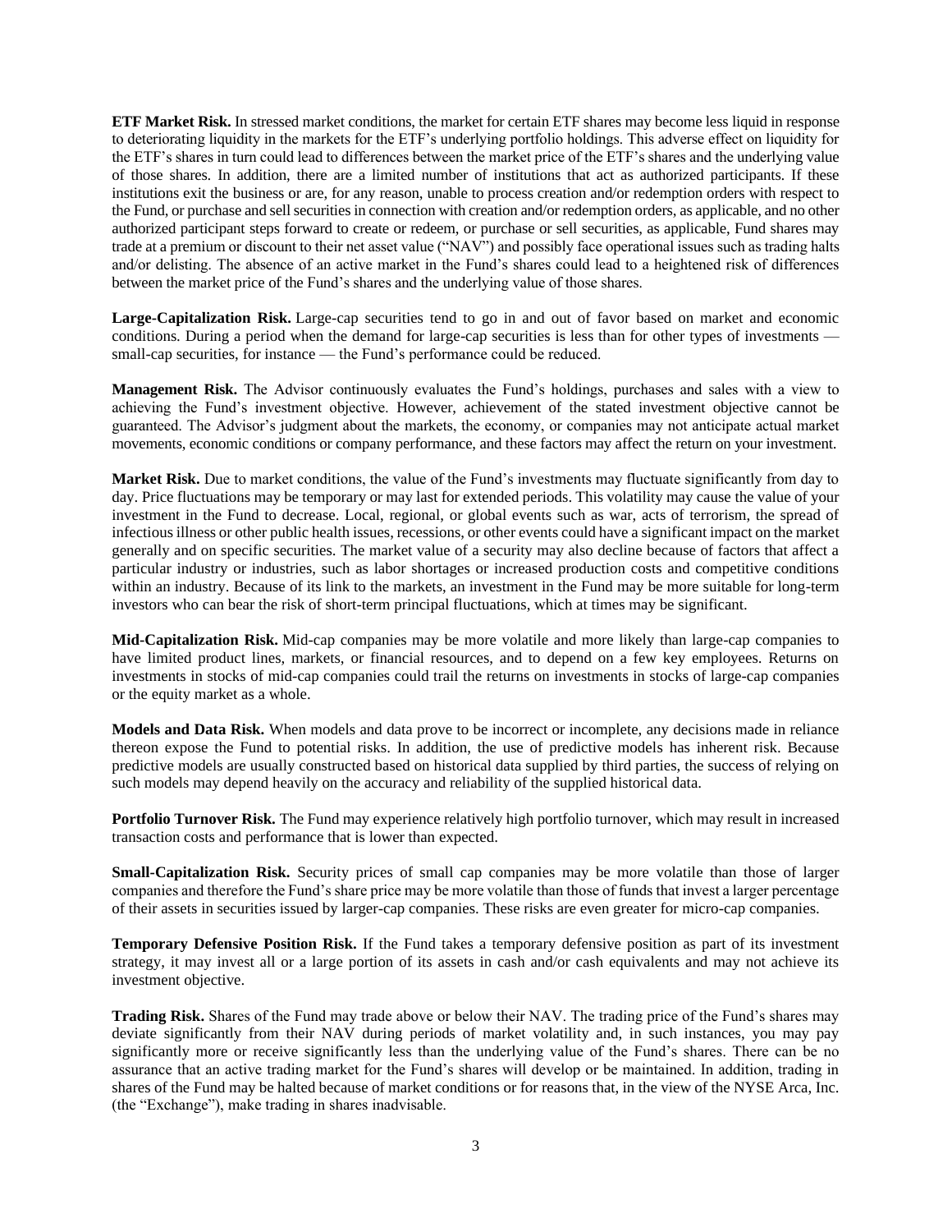**ETF Market Risk.** In stressed market conditions, the market for certain ETF shares may become less liquid in response to deteriorating liquidity in the markets for the ETF's underlying portfolio holdings. This adverse effect on liquidity for the ETF's shares in turn could lead to differences between the market price of the ETF's shares and the underlying value of those shares. In addition, there are a limited number of institutions that act as authorized participants. If these institutions exit the business or are, for any reason, unable to process creation and/or redemption orders with respect to the Fund, or purchase and sell securities in connection with creation and/or redemption orders, as applicable, and no other authorized participant steps forward to create or redeem, or purchase or sell securities, as applicable, Fund shares may trade at a premium or discount to their net asset value ("NAV") and possibly face operational issues such as trading halts and/or delisting. The absence of an active market in the Fund's shares could lead to a heightened risk of differences between the market price of the Fund's shares and the underlying value of those shares.

**Large-Capitalization Risk.** Large-cap securities tend to go in and out of favor based on market and economic conditions. During a period when the demand for large-cap securities is less than for other types of investments — small-cap securities, for instance — the Fund's performance could be reduced.

**Management Risk.** The Advisor continuously evaluates the Fund's holdings, purchases and sales with a view to achieving the Fund's investment objective. However, achievement of the stated investment objective cannot be guaranteed. The Advisor's judgment about the markets, the economy, or companies may not anticipate actual market movements, economic conditions or company performance, and these factors may affect the return on your investment.

**Market Risk.** Due to market conditions, the value of the Fund's investments may fluctuate significantly from day to day. Price fluctuations may be temporary or may last for extended periods. This volatility may cause the value of your investment in the Fund to decrease. Local, regional, or global events such as war, acts of terrorism, the spread of infectious illness or other public health issues, recessions, or other events could have a significant impact on the market generally and on specific securities. The market value of a security may also decline because of factors that affect a particular industry or industries, such as labor shortages or increased production costs and competitive conditions within an industry. Because of its link to the markets, an investment in the Fund may be more suitable for long-term investors who can bear the risk of short-term principal fluctuations, which at times may be significant.

**Mid-Capitalization Risk.** Mid-cap companies may be more volatile and more likely than large-cap companies to have limited product lines, markets, or financial resources, and to depend on a few key employees. Returns on investments in stocks of mid-cap companies could trail the returns on investments in stocks of large-cap companies or the equity market as a whole.

**Models and Data Risk.** When models and data prove to be incorrect or incomplete, any decisions made in reliance thereon expose the Fund to potential risks. In addition, the use of predictive models has inherent risk. Because predictive models are usually constructed based on historical data supplied by third parties, the success of relying on such models may depend heavily on the accuracy and reliability of the supplied historical data.

**Portfolio Turnover Risk.** The Fund may experience relatively high portfolio turnover, which may result in increased transaction costs and performance that is lower than expected.

**Small-Capitalization Risk.** Security prices of small cap companies may be more volatile than those of larger companies and therefore the Fund's share price may be more volatile than those of funds that invest a larger percentage of their assets in securities issued by larger-cap companies. These risks are even greater for micro-cap companies.

**Temporary Defensive Position Risk.** If the Fund takes a temporary defensive position as part of its investment strategy, it may invest all or a large portion of its assets in cash and/or cash equivalents and may not achieve its investment objective.

**Trading Risk.** Shares of the Fund may trade above or below their NAV. The trading price of the Fund's shares may deviate significantly from their NAV during periods of market volatility and, in such instances, you may pay significantly more or receive significantly less than the underlying value of the Fund's shares. There can be no assurance that an active trading market for the Fund's shares will develop or be maintained. In addition, trading in shares of the Fund may be halted because of market conditions or for reasons that, in the view of the NYSE Arca, Inc. (the "Exchange"), make trading in shares inadvisable.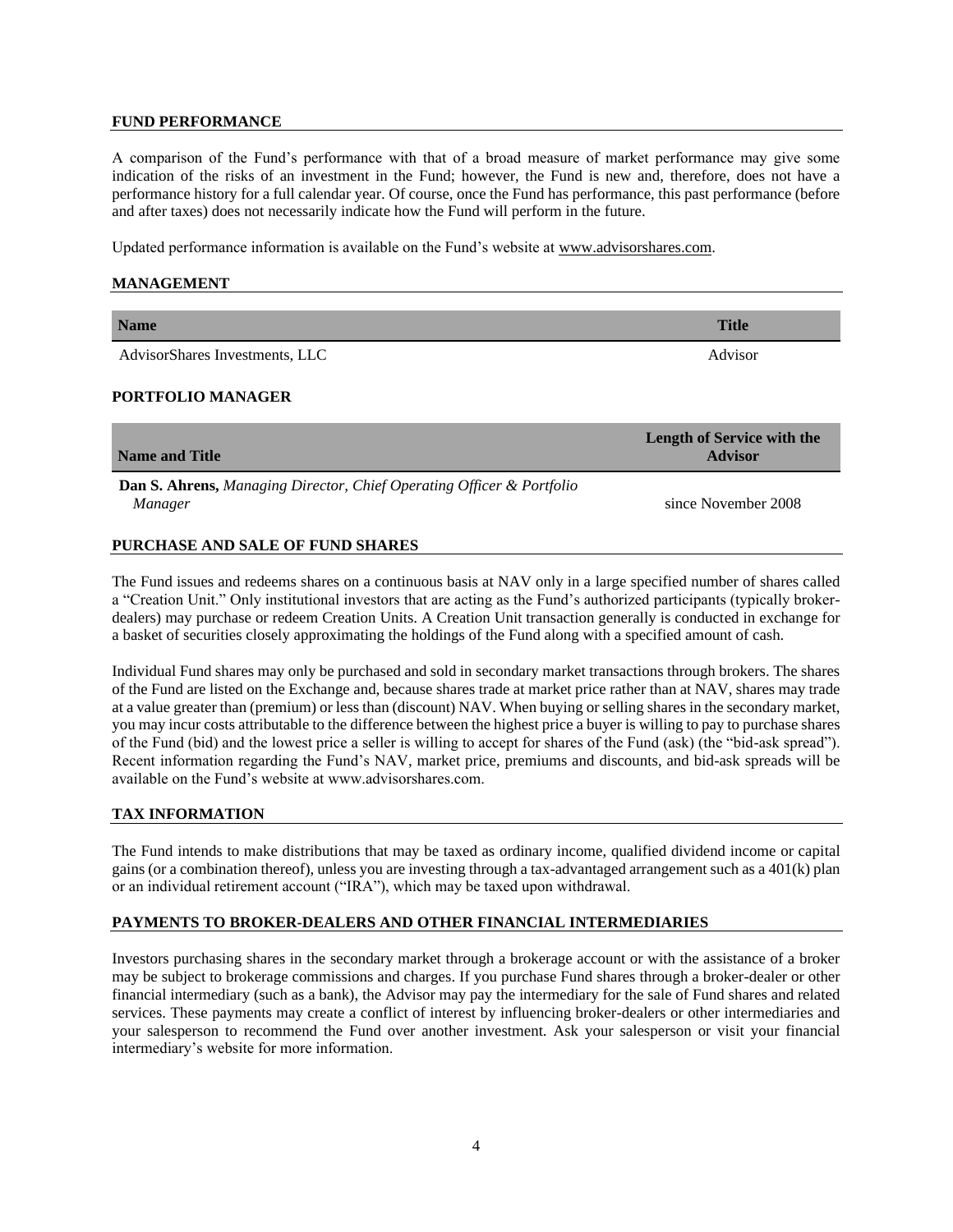## FUND PERFORMANCE

A comparison of the Fund's performance with that of a broad measure of market performance may give some indication of the risks of an investment in the Fund; however, the Fund is new and, therefore, does not have a performance history for a full calendar year. Of course, once the Fund has performance, this past performance (before and after taxes) does not necessarily indicate how the Fund will perform in the future.

Updated performance information is available on the Fund's website at www.advisorshares.com.

## MANAGEMENT

| Name | Title |
|---|---|
| AdvisorShares Investments, LLC | Advisor |

### PORTFOLIO MANAGER

| Name and Title | Length of Service with the Advisor |
|---|---|
| **Dan S. Ahrens,** *Managing Director, Chief Operating Officer & Portfolio Manager* | since November 2008 |

## PURCHASE AND SALE OF FUND SHARES

The Fund issues and redeems shares on a continuous basis at NAV only in a large specified number of shares called a "Creation Unit." Only institutional investors that are acting as the Fund's authorized participants (typically broker-dealers) may purchase or redeem Creation Units. A Creation Unit transaction generally is conducted in exchange for a basket of securities closely approximating the holdings of the Fund along with a specified amount of cash.

Individual Fund shares may only be purchased and sold in secondary market transactions through brokers. The shares of the Fund are listed on the Exchange and, because shares trade at market price rather than at NAV, shares may trade at a value greater than (premium) or less than (discount) NAV. When buying or selling shares in the secondary market, you may incur costs attributable to the difference between the highest price a buyer is willing to pay to purchase shares of the Fund (bid) and the lowest price a seller is willing to accept for shares of the Fund (ask) (the "bid-ask spread"). Recent information regarding the Fund's NAV, market price, premiums and discounts, and bid-ask spreads will be available on the Fund's website at www.advisorshares.com.

## TAX INFORMATION

The Fund intends to make distributions that may be taxed as ordinary income, qualified dividend income or capital gains (or a combination thereof), unless you are investing through a tax-advantaged arrangement such as a 401(k) plan or an individual retirement account ("IRA"), which may be taxed upon withdrawal.

## PAYMENTS TO BROKER-DEALERS AND OTHER FINANCIAL INTERMEDIARIES

Investors purchasing shares in the secondary market through a brokerage account or with the assistance of a broker may be subject to brokerage commissions and charges. If you purchase Fund shares through a broker-dealer or other financial intermediary (such as a bank), the Advisor may pay the intermediary for the sale of Fund shares and related services. These payments may create a conflict of interest by influencing broker-dealers or other intermediaries and your salesperson to recommend the Fund over another investment. Ask your salesperson or visit your financial intermediary's website for more information.